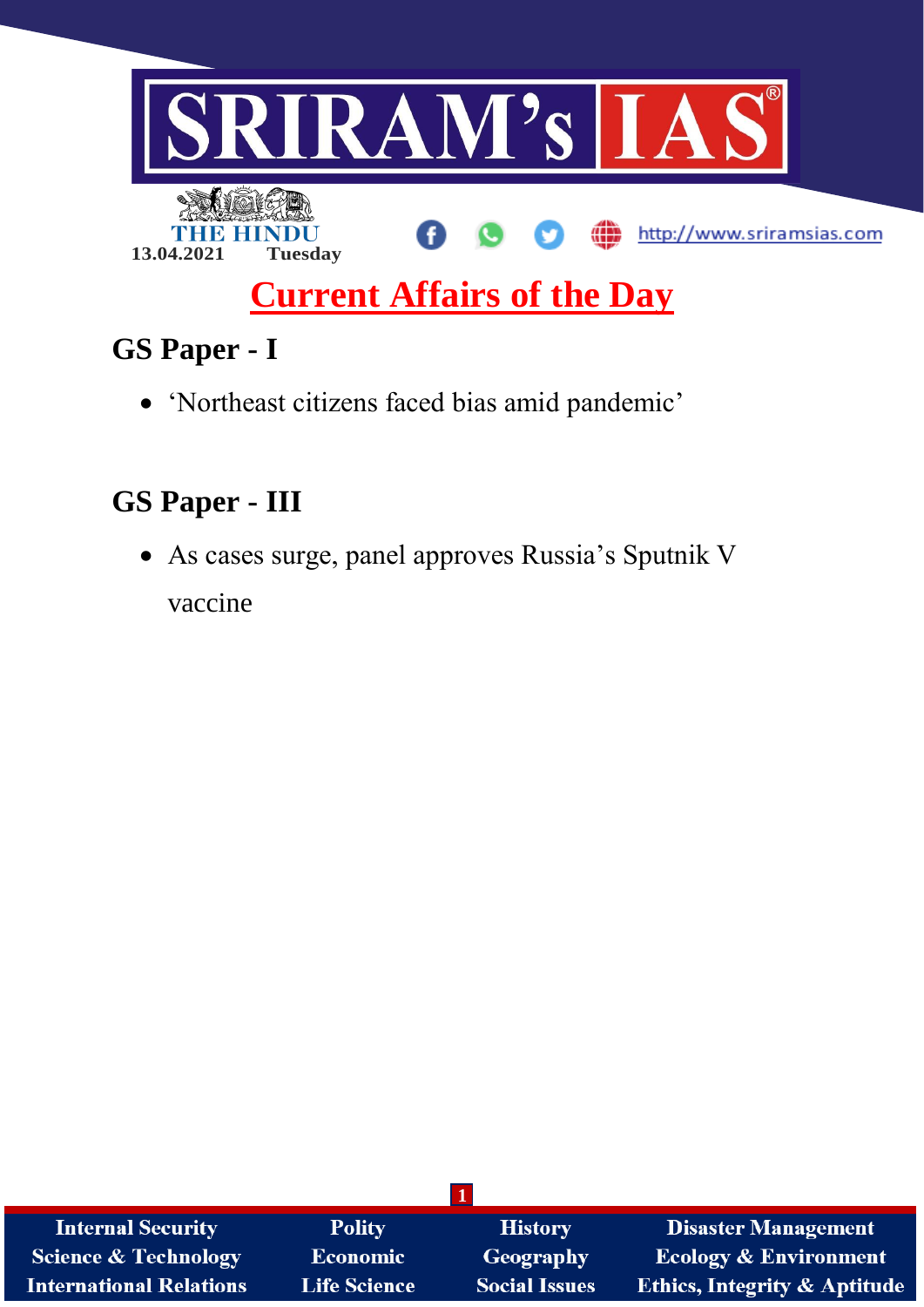SRIRAM's IAS

THE HINDU

13.04.2021 Tuesday

http://www.sriramsias.com

# Current Affairs of the Day

## GS Paper - I

- 'Northeast citizens faced bias amid pandemic'

## GS Paper - III

- As cases surge, panel approves Russia's Sputnik V vaccine

| Internal Security | Polity | History | Disaster Management |
|---|---|---|---|
| Science & Technology | Economic | Geography | Ecology & Environment |
| International Relations | Life Science | Social Issues | Ethics, Integrity & Aptitude |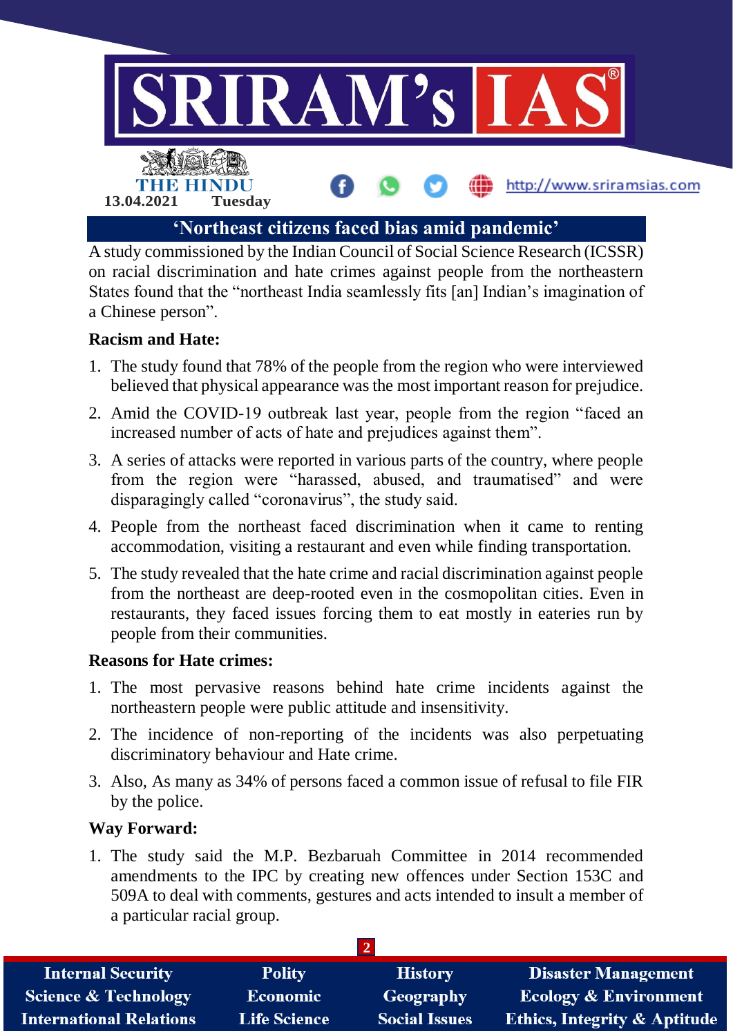## 'Northeast citizens faced bias amid pandemic'

A study commissioned by the Indian Council of Social Science Research (ICSSR) on racial discrimination and hate crimes against people from the northeastern States found that the "northeast India seamlessly fits [an] Indian's imagination of a Chinese person".

**Racism and Hate:**

1. The study found that 78% of the people from the region who were interviewed believed that physical appearance was the most important reason for prejudice.
2. Amid the COVID-19 outbreak last year, people from the region "faced an increased number of acts of hate and prejudices against them".
3. A series of attacks were reported in various parts of the country, where people from the region were "harassed, abused, and traumatised" and were disparagingly called "coronavirus", the study said.
4. People from the northeast faced discrimination when it came to renting accommodation, visiting a restaurant and even while finding transportation.
5. The study revealed that the hate crime and racial discrimination against people from the northeast are deep-rooted even in the cosmopolitan cities. Even in restaurants, they faced issues forcing them to eat mostly in eateries run by people from their communities.

**Reasons for Hate crimes:**

1. The most pervasive reasons behind hate crime incidents against the northeastern people were public attitude and insensitivity.
2. The incidence of non-reporting of the incidents was also perpetuating discriminatory behaviour and Hate crime.
3. Also, As many as 34% of persons faced a common issue of refusal to file FIR by the police.

**Way Forward:**

1. The study said the M.P. Bezbaruah Committee in 2014 recommended amendments to the IPC by creating new offences under Section 153C and 509A to deal with comments, gestures and acts intended to insult a member of a particular racial group.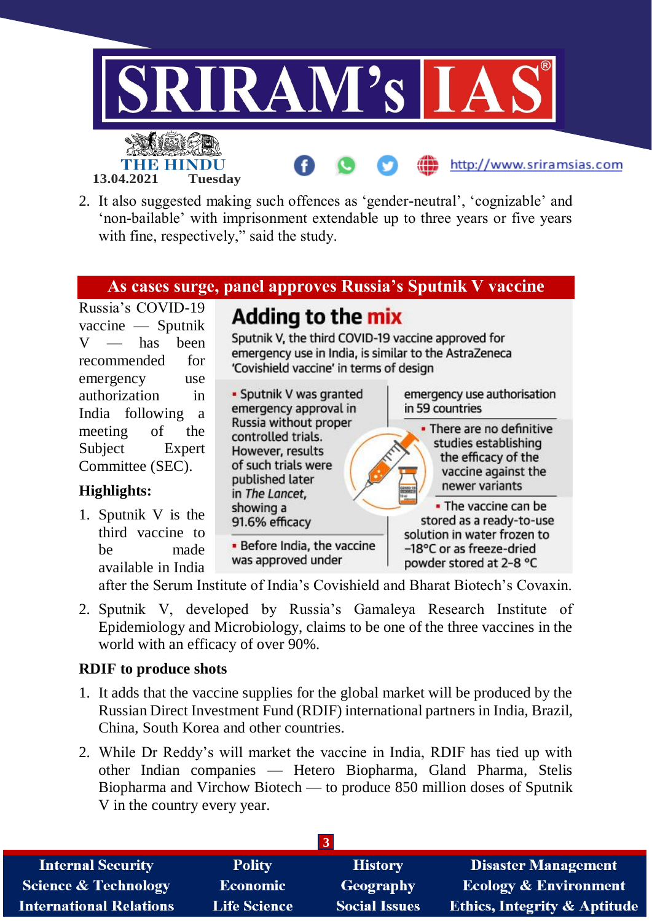2. It also suggested making such offences as ‘gender-neutral’, ‘cognizable’ and ‘non-bailable’ with imprisonment extendable up to three years or five years with fine, respectively,” said the study.

## As cases surge, panel approves Russia’s Sputnik V vaccine

Russia’s COVID-19 vaccine — Sputnik V — has been recommended for emergency use authorization in India following a meeting of the Subject Expert Committee (SEC).

**Adding to the mix**

Sputnik V, the third COVID-19 vaccine approved for emergency use in India, is similar to the AstraZeneca ‘Covishield vaccine’ in terms of design

- Sputnik V was granted emergency approval in Russia without proper controlled trials. However, results of such trials were published later in *The Lancet*, showing a 91.6% efficacy
- Before India, the vaccine was approved under emergency use authorisation in 59 countries
- There are no definitive studies establishing the efficacy of the vaccine against the newer variants
- The vaccine can be stored as a ready-to-use solution in water frozen to –18°C or as freeze-dried powder stored at 2-8 °C

### Highlights:

1. Sputnik V is the third vaccine to be made available in India after the Serum Institute of India’s Covishield and Bharat Biotech’s Covaxin.
2. Sputnik V, developed by Russia’s Gamaleya Research Institute of Epidemiology and Microbiology, claims to be one of the three vaccines in the world with an efficacy of over 90%.

### RDIF to produce shots

1. It adds that the vaccine supplies for the global market will be produced by the Russian Direct Investment Fund (RDIF) international partners in India, Brazil, China, South Korea and other countries.
2. While Dr Reddy’s will market the vaccine in India, RDIF has tied up with other Indian companies — Hetero Biopharma, Gland Pharma, Stelis Biopharma and Virchow Biotech — to produce 850 million doses of Sputnik V in the country every year.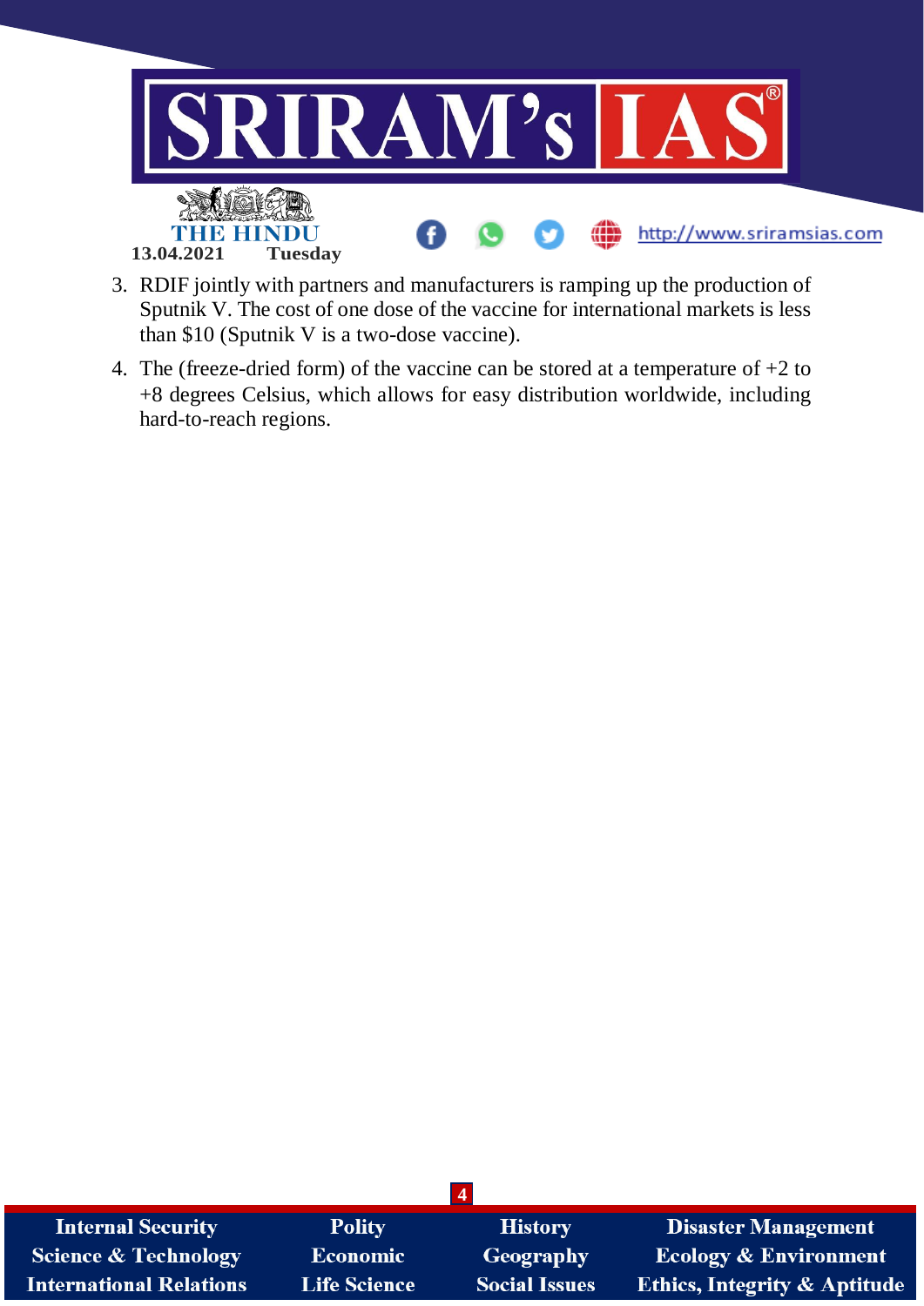3. RDIF jointly with partners and manufacturers is ramping up the production of Sputnik V. The cost of one dose of the vaccine for international markets is less than $10 (Sputnik V is a two-dose vaccine).
4. The (freeze-dried form) of the vaccine can be stored at a temperature of +2 to +8 degrees Celsius, which allows for easy distribution worldwide, including hard-to-reach regions.